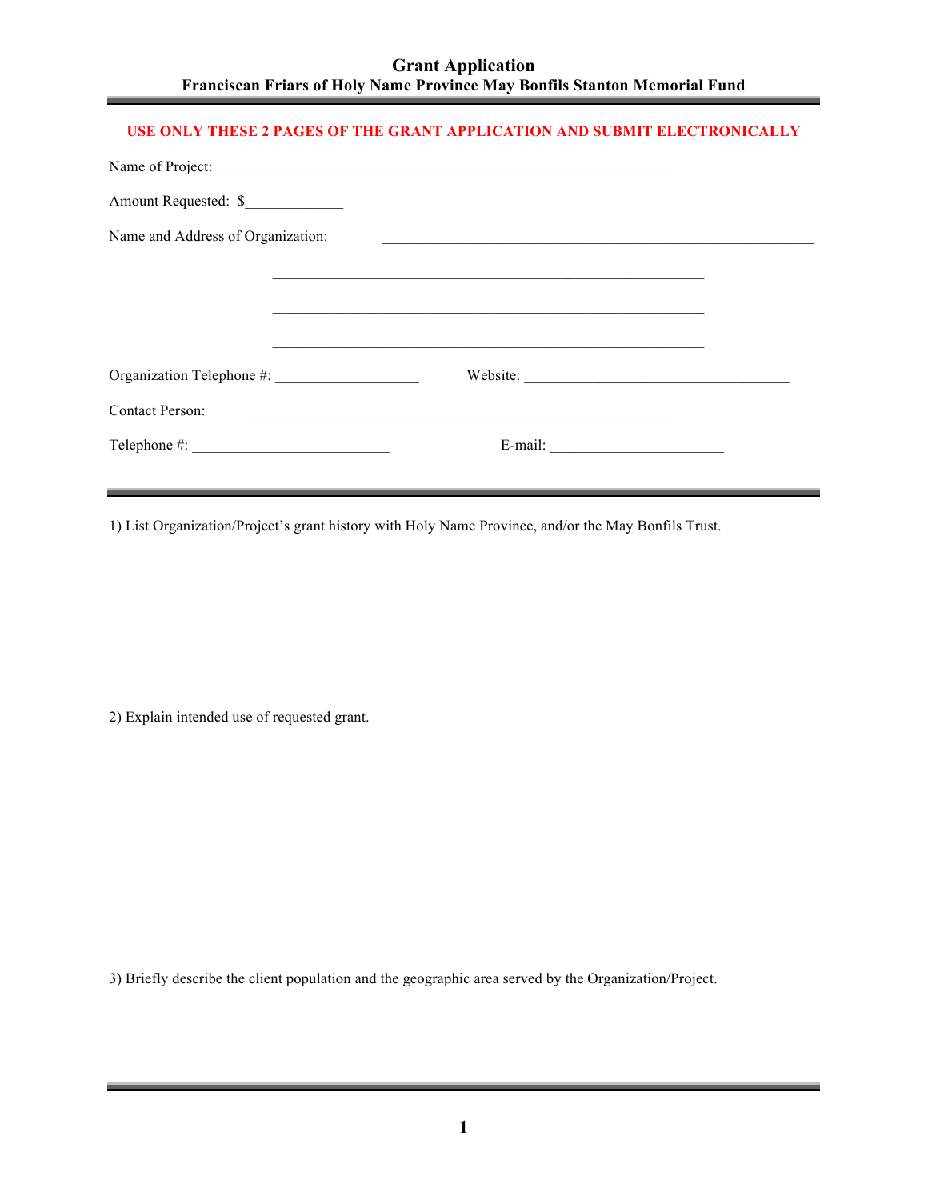# Grant Application

## Franciscan Friars of Holy Name Province May Bonfils Stanton Memorial Fund

**USE ONLY THESE 2 PAGES OF THE GRANT APPLICATION AND SUBMIT ELECTRONICALLY**

Name of Project: ______________________________________________________________

Amount Requested: $_____________

Name and Address of Organization: __________________________________________________________

__________________________________________________________

__________________________________________________________

__________________________________________________________

Organization Telephone #: ___________________ Website: ___________________________________

Contact Person: __________________________________________________________

Telephone #: __________________________ E-mail: _______________________

1) List Organization/Project's grant history with Holy Name Province, and/or the May Bonfils Trust.

2) Explain intended use of requested grant.

3) Briefly describe the client population and <u>the geographic area</u> served by the Organization/Project.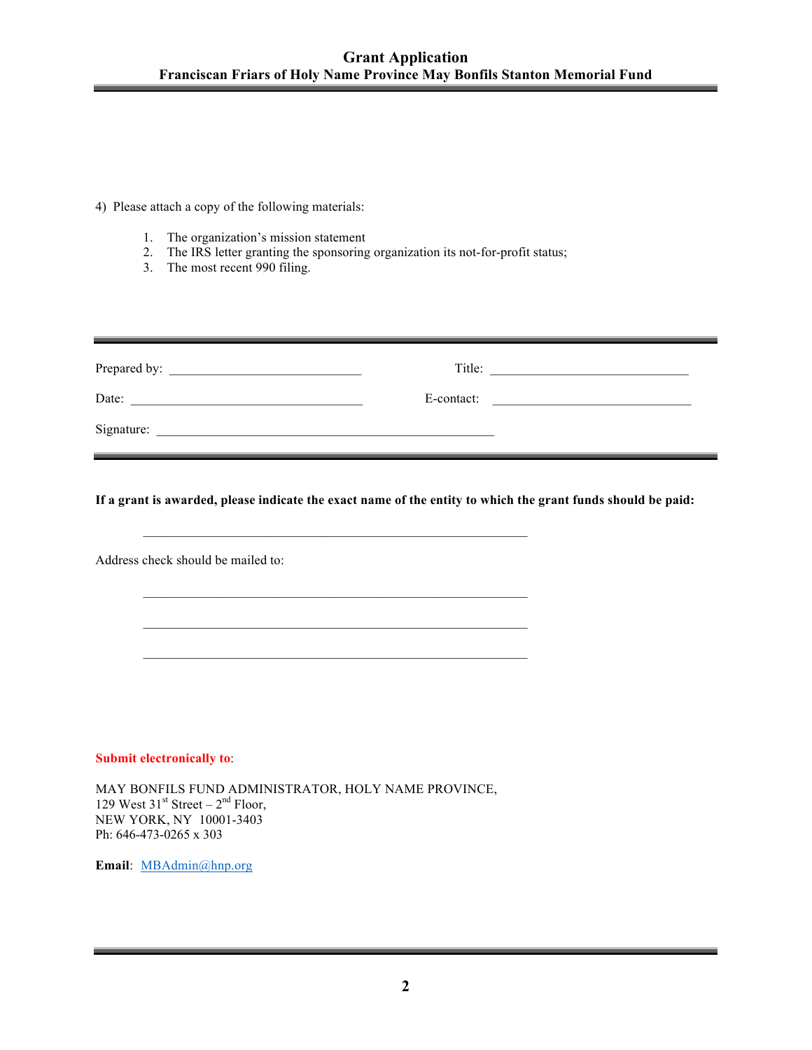4) Please attach a copy of the following materials:

1. The organization's mission statement
2. The IRS letter granting the sponsoring organization its not-for-profit status;
3. The most recent 990 filing.

---

Prepared by: ____________________________ Title: ______________________________

Date: __________________________________ E-contact: ______________________________

Signature: __________________________________________________

---

**If a grant is awarded, please indicate the exact name of the entity to which the grant funds should be paid:**

__________________________________________________________

Address check should be mailed to:

__________________________________________________________

__________________________________________________________

__________________________________________________________

**Submit electronically to**:

MAY BONFILS FUND ADMINISTRATOR, HOLY NAME PROVINCE,
129 West 31st Street – 2nd Floor,
NEW YORK, NY 10001-3403
Ph: 646-473-0265 x 303

**Email**: MBAdmin@hnp.org